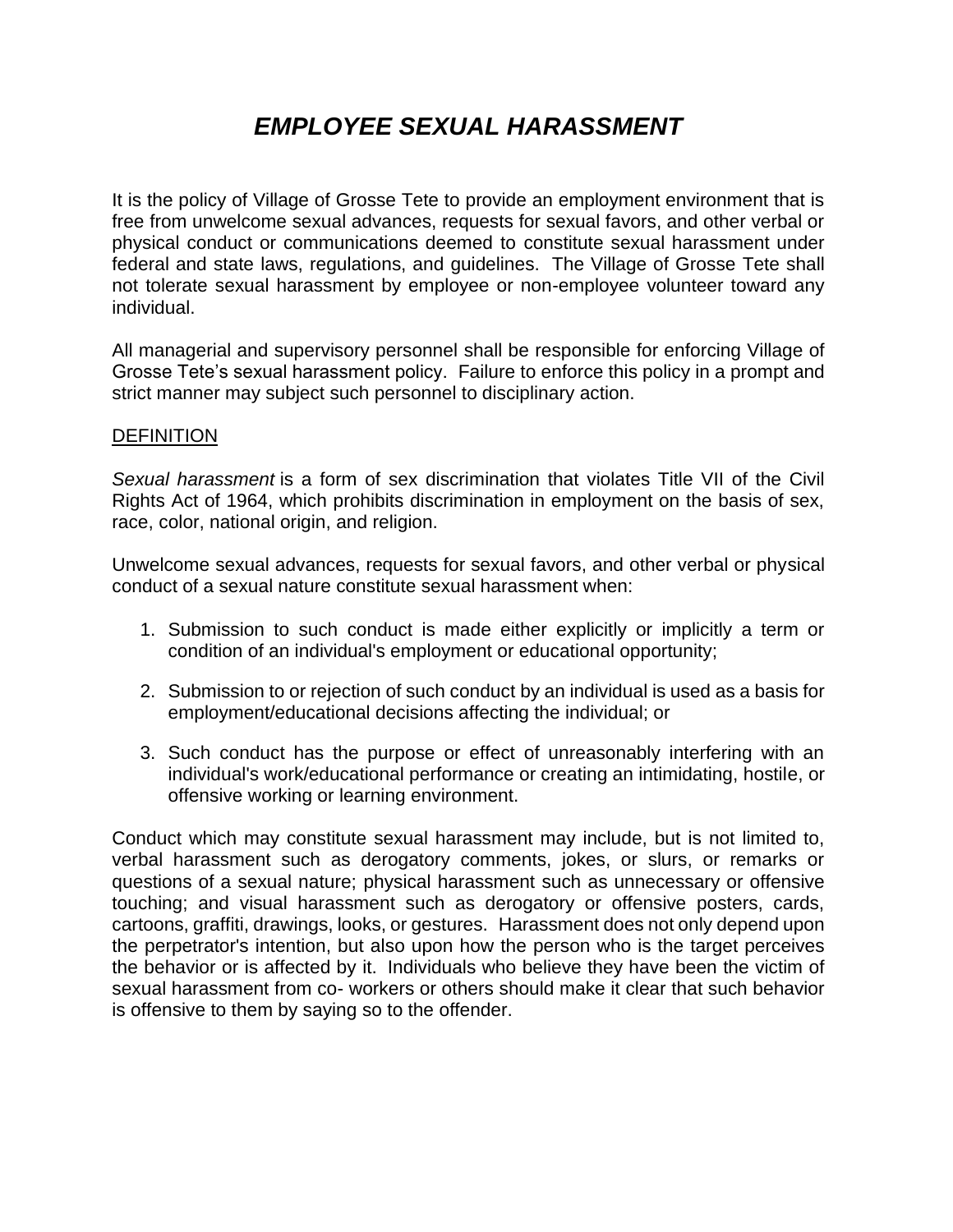# ***EMPLOYEE SEXUAL HARASSMENT***

It is the policy of Village of Grosse Tete to provide an employment environment that is free from unwelcome sexual advances, requests for sexual favors, and other verbal or physical conduct or communications deemed to constitute sexual harassment under federal and state laws, regulations, and guidelines. The Village of Grosse Tete shall not tolerate sexual harassment by employee or non-employee volunteer toward any individual.

All managerial and supervisory personnel shall be responsible for enforcing Village of Grosse Tete's sexual harassment policy. Failure to enforce this policy in a prompt and strict manner may subject such personnel to disciplinary action.

## DEFINITION

*Sexual harassment* is a form of sex discrimination that violates Title VII of the Civil Rights Act of 1964, which prohibits discrimination in employment on the basis of sex, race, color, national origin, and religion.

Unwelcome sexual advances, requests for sexual favors, and other verbal or physical conduct of a sexual nature constitute sexual harassment when:

1. Submission to such conduct is made either explicitly or implicitly a term or condition of an individual's employment or educational opportunity;
2. Submission to or rejection of such conduct by an individual is used as a basis for employment/educational decisions affecting the individual; or
3. Such conduct has the purpose or effect of unreasonably interfering with an individual's work/educational performance or creating an intimidating, hostile, or offensive working or learning environment.

Conduct which may constitute sexual harassment may include, but is not limited to, verbal harassment such as derogatory comments, jokes, or slurs, or remarks or questions of a sexual nature; physical harassment such as unnecessary or offensive touching; and visual harassment such as derogatory or offensive posters, cards, cartoons, graffiti, drawings, looks, or gestures. Harassment does not only depend upon the perpetrator's intention, but also upon how the person who is the target perceives the behavior or is affected by it. Individuals who believe they have been the victim of sexual harassment from co- workers or others should make it clear that such behavior is offensive to them by saying so to the offender.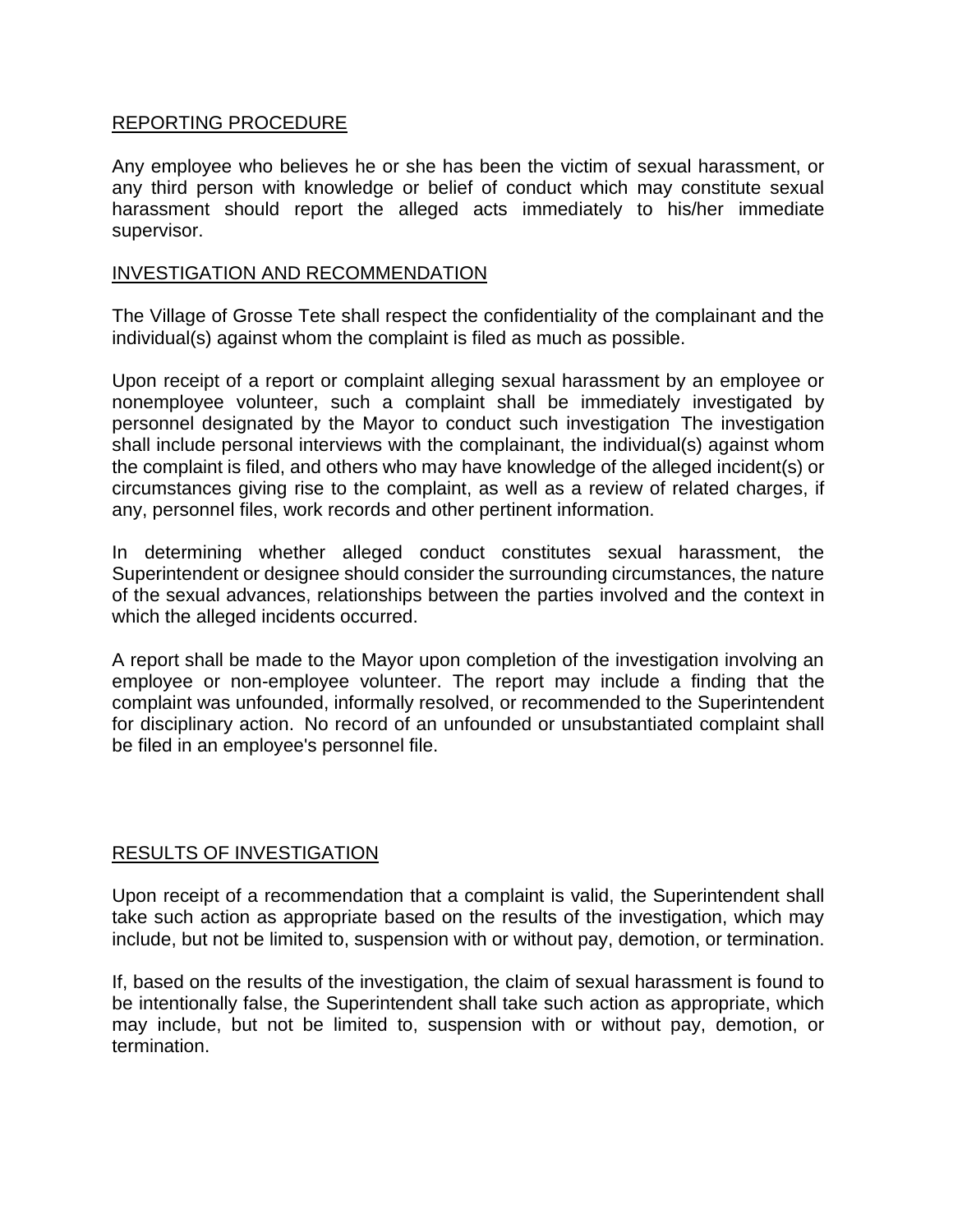## REPORTING PROCEDURE

Any employee who believes he or she has been the victim of sexual harassment, or any third person with knowledge or belief of conduct which may constitute sexual harassment should report the alleged acts immediately to his/her immediate supervisor.

## INVESTIGATION AND RECOMMENDATION

The Village of Grosse Tete shall respect the confidentiality of the complainant and the individual(s) against whom the complaint is filed as much as possible.

Upon receipt of a report or complaint alleging sexual harassment by an employee or nonemployee volunteer, such a complaint shall be immediately investigated by personnel designated by the Mayor to conduct such investigation The investigation shall include personal interviews with the complainant, the individual(s) against whom the complaint is filed, and others who may have knowledge of the alleged incident(s) or circumstances giving rise to the complaint, as well as a review of related charges, if any, personnel files, work records and other pertinent information.

In determining whether alleged conduct constitutes sexual harassment, the Superintendent or designee should consider the surrounding circumstances, the nature of the sexual advances, relationships between the parties involved and the context in which the alleged incidents occurred.

A report shall be made to the Mayor upon completion of the investigation involving an employee or non-employee volunteer. The report may include a finding that the complaint was unfounded, informally resolved, or recommended to the Superintendent for disciplinary action. No record of an unfounded or unsubstantiated complaint shall be filed in an employee's personnel file.

## RESULTS OF INVESTIGATION

Upon receipt of a recommendation that a complaint is valid, the Superintendent shall take such action as appropriate based on the results of the investigation, which may include, but not be limited to, suspension with or without pay, demotion, or termination.

If, based on the results of the investigation, the claim of sexual harassment is found to be intentionally false, the Superintendent shall take such action as appropriate, which may include, but not be limited to, suspension with or without pay, demotion, or termination.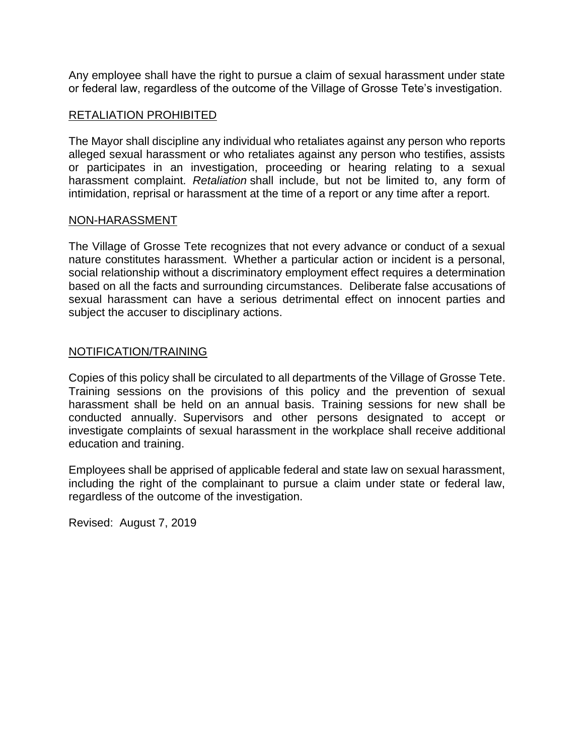Any employee shall have the right to pursue a claim of sexual harassment under state or federal law, regardless of the outcome of the Village of Grosse Tete's investigation.

## RETALIATION PROHIBITED

The Mayor shall discipline any individual who retaliates against any person who reports alleged sexual harassment or who retaliates against any person who testifies, assists or participates in an investigation, proceeding or hearing relating to a sexual harassment complaint. *Retaliation* shall include, but not be limited to, any form of intimidation, reprisal or harassment at the time of a report or any time after a report.

## NON-HARASSMENT

The Village of Grosse Tete recognizes that not every advance or conduct of a sexual nature constitutes harassment. Whether a particular action or incident is a personal, social relationship without a discriminatory employment effect requires a determination based on all the facts and surrounding circumstances. Deliberate false accusations of sexual harassment can have a serious detrimental effect on innocent parties and subject the accuser to disciplinary actions.

## NOTIFICATION/TRAINING

Copies of this policy shall be circulated to all departments of the Village of Grosse Tete. Training sessions on the provisions of this policy and the prevention of sexual harassment shall be held on an annual basis. Training sessions for new shall be conducted annually. Supervisors and other persons designated to accept or investigate complaints of sexual harassment in the workplace shall receive additional education and training.

Employees shall be apprised of applicable federal and state law on sexual harassment, including the right of the complainant to pursue a claim under state or federal law, regardless of the outcome of the investigation.

Revised: August 7, 2019